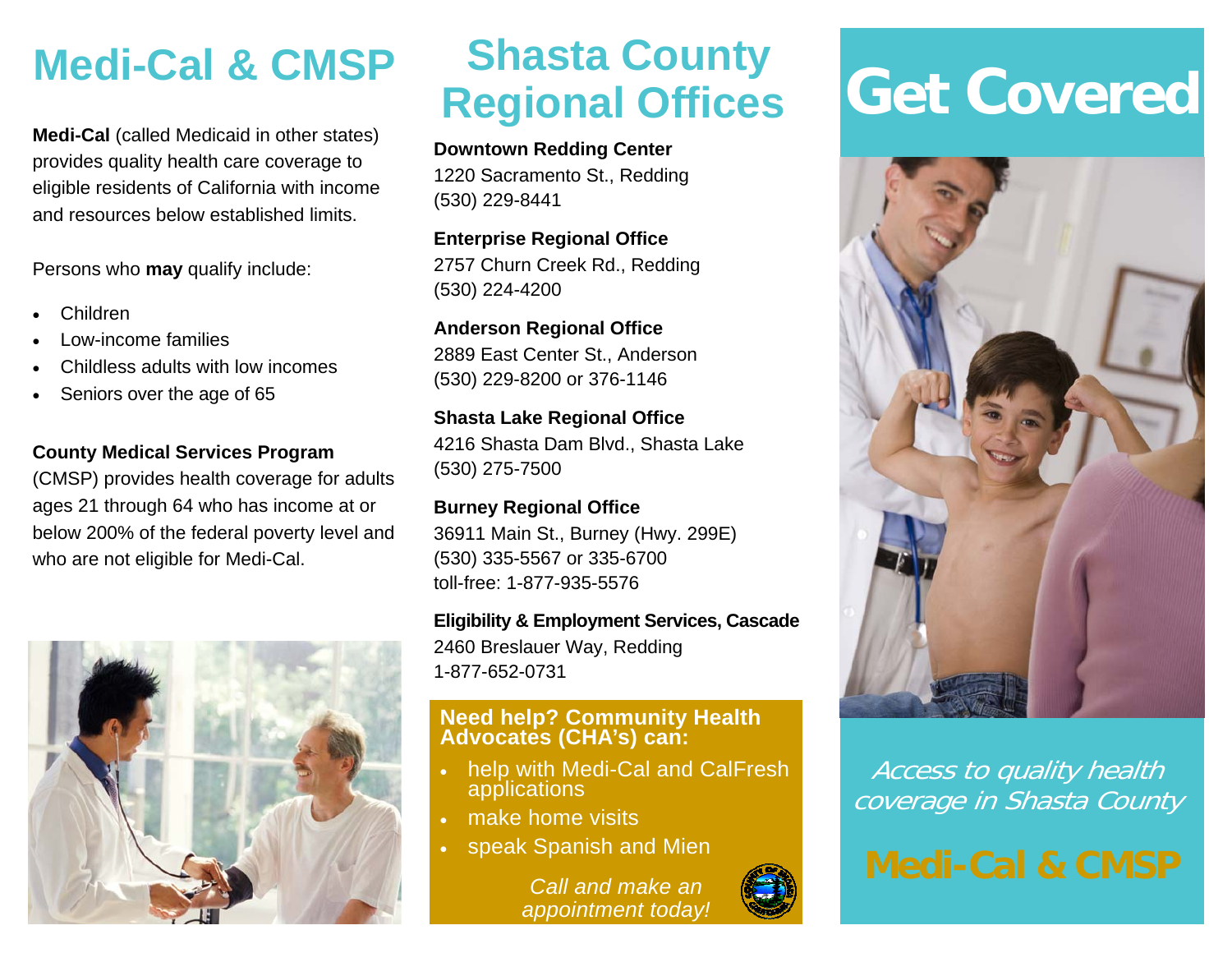# Medi-Cal & CMSP

**Medi-Cal** (called Medicaid in other states) provides quality health care coverage to eligible residents of California with income and resources below established limits.

Persons who **may** qualify include:

- Children
- Low-income families
- Childless adults with low incomes
- Seniors over the age of 65

**County Medical Services Program** (CMSP) provides health coverage for adults ages 21 through 64 who has income at or below 200% of the federal poverty level and who are not eligible for Medi-Cal.

# Shasta County Regional Offices

**Downtown Redding Center**
1220 Sacramento St., Redding
(530) 229-8441

**Enterprise Regional Office**
2757 Churn Creek Rd., Redding
(530) 224-4200

**Anderson Regional Office**
2889 East Center St., Anderson
(530) 229-8200 or 376-1146

**Shasta Lake Regional Office**
4216 Shasta Dam Blvd., Shasta Lake
(530) 275-7500

**Burney Regional Office**
36911 Main St., Burney (Hwy. 299E)
(530) 335-5567 or 335-6700
toll-free: 1-877-935-5576

**Eligibility & Employment Services, Cascade**
2460 Breslauer Way, Redding
1-877-652-0731

**Need help? Community Health Advocates (CHA's) can:**

- help with Medi-Cal and CalFresh applications
- make home visits
- speak Spanish and Mien

*Call and make an appointment today!*

# Get Covered

*Access to quality health coverage in Shasta County*

**Medi-Cal & CMSP**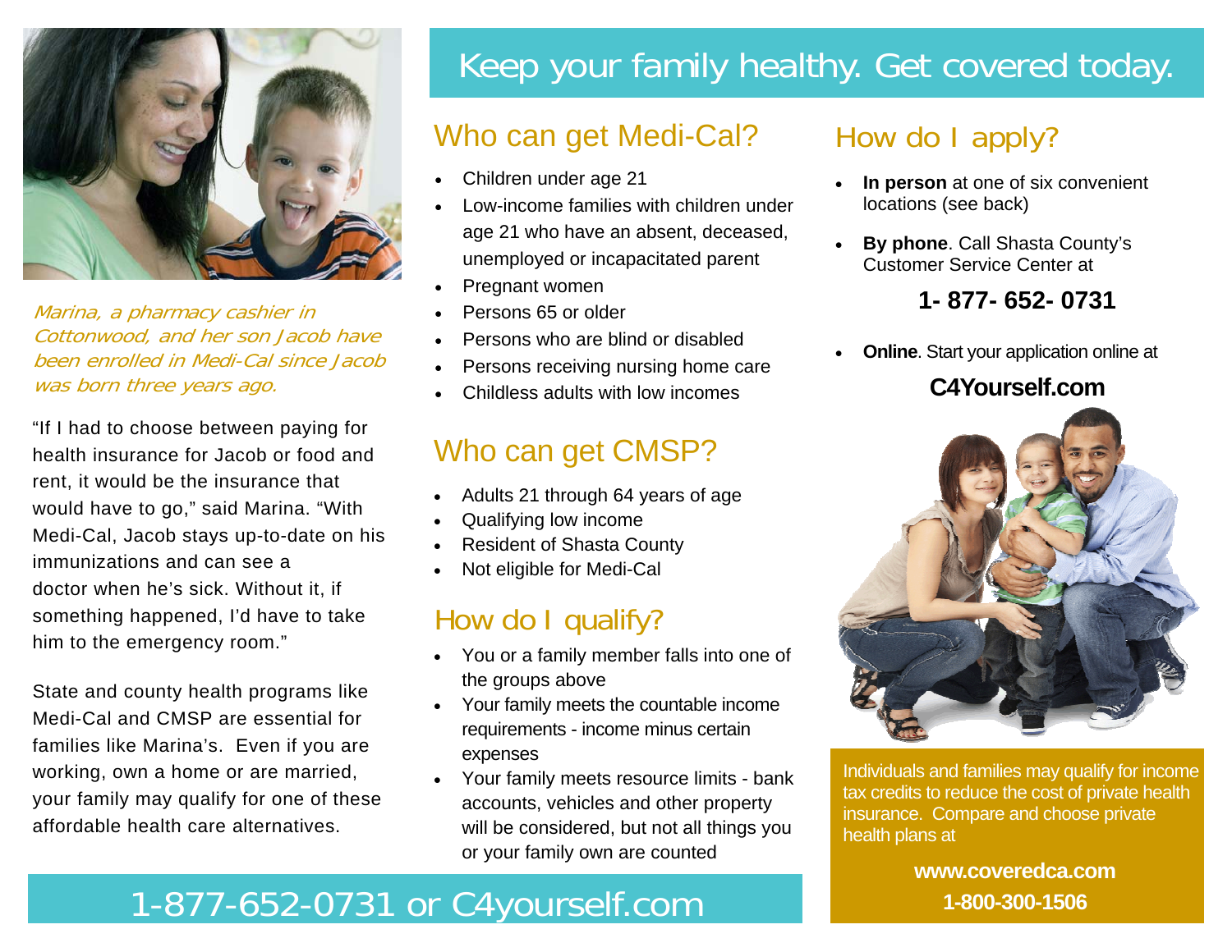*Marina, a pharmacy cashier in Cottonwood, and her son Jacob have been enrolled in Medi-Cal since Jacob was born three years ago.*

"If I had to choose between paying for health insurance for Jacob or food and rent, it would be the insurance that would have to go," said Marina. "With Medi-Cal, Jacob stays up-to-date on his immunizations and can see a doctor when he's sick. Without it, if something happened, I'd have to take him to the emergency room."

State and county health programs like Medi-Cal and CMSP are essential for families like Marina's. Even if you are working, own a home or are married, your family may qualify for one of these affordable health care alternatives.

# Keep your family healthy. Get covered today.

## Who can get Medi-Cal?

- Children under age 21
- Low-income families with children under age 21 who have an absent, deceased, unemployed or incapacitated parent
- Pregnant women
- Persons 65 or older
- Persons who are blind or disabled
- Persons receiving nursing home care
- Childless adults with low incomes

## Who can get CMSP?

- Adults 21 through 64 years of age
- Qualifying low income
- Resident of Shasta County
- Not eligible for Medi-Cal

## How do I qualify?

- You or a family member falls into one of the groups above
- Your family meets the countable income requirements - income minus certain expenses
- Your family meets resource limits - bank accounts, vehicles and other property will be considered, but not all things you or your family own are counted

## How do I apply?

- **In person** at one of six convenient locations (see back)
- **By phone**. Call Shasta County's Customer Service Center at

**1- 877- 652- 0731**

- **Online**. Start your application online at

**C4Yourself.com**

Individuals and families may qualify for income tax credits to reduce the cost of private health insurance. Compare and choose private health plans at

**www.coveredca.com**
**1-800-300-1506**

1-877-652-0731 or C4yourself.com